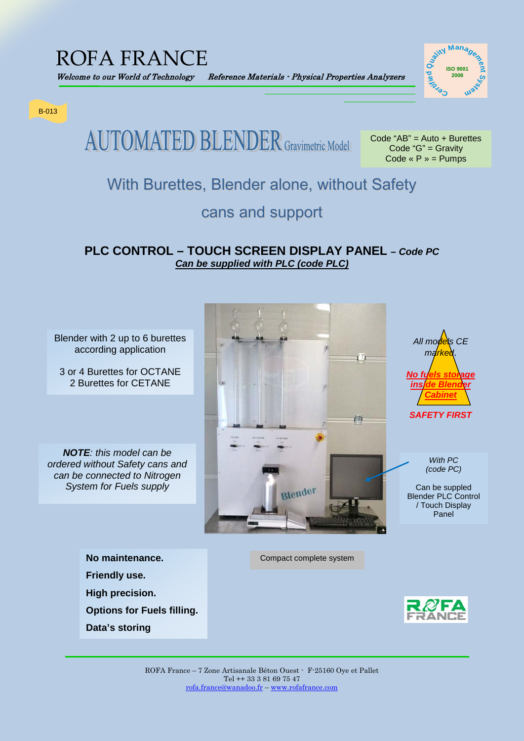# ROFA FRANCE

*Welcome to our World of Technology* *Reference Materials - Physical Properties Analyzers*

ISO 9001 2008 Certified Quality Management System

B-013

# AUTOMATED BLENDER Gravimetric Model

Code "AB" = Auto + Burettes
Code "G" = Gravity
Code « P » = Pumps

## With Burettes, Blender alone, without Safety cans and support

### PLC CONTROL – TOUCH SCREEN DISPLAY PANEL – *Code PC*

***Can be supplied with PLC (code PLC)***

Blender with 2 up to 6 burettes according application

3 or 4 Burettes for OCTANE
2 Burettes for CETANE

***NOTE**: this model can be ordered without Safety cans and can be connected to Nitrogen System for Fuels supply*

*All models CE marked.*

***No fuels storage inside Blender Cabinet***

***SAFETY FIRST***

*With PC (code PC)*

Can be suppled Blender PLC Control / Touch Display Panel

Compact complete system

**No maintenance.**

**Friendly use.**

**High precision.**

**Options for Fuels filling.**

**Data's storing**

ROFA France – 7 Zone Artisanale Béton Ouest - F-25160 Oye et Pallet
Tel ++ 33 3 81 69 75 47
rofa.france@wanadoo.fr – www.rofafrance.com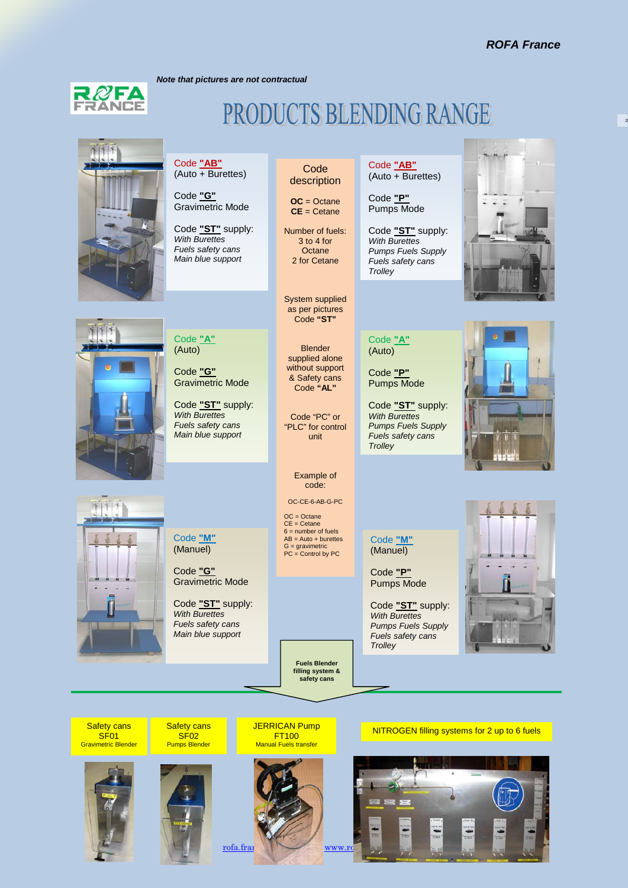*Note that pictures are not contractual*

# PRODUCTS BLENDING RANGE

Code **"AB"**
(Auto + Burettes)

Code **"G"**
Gravimetric Mode

Code **"ST"** supply:
*With Burettes*
*Fuels safety cans*
*Main blue support*

Code description

**OC** = Octane
**CE** = Cetane

Number of fuels:
3 to 4 for Octane
2 for Cetane

System supplied as per pictures Code **"ST"**

Blender supplied alone without support & Safety cans Code **"AL"**

Code "PC" or "PLC" for control unit

Example of code:

OC-CE-6-AB-G-PC

OC = Octane
CE = Cetane
6 = number of fuels
AB = Auto + burettes
G = gravimetric
PC = Control by PC

Code **"AB"**
(Auto + Burettes)

Code **"P"**
Pumps Mode

Code **"ST"** supply:
*With Burettes*
*Pumps Fuels Supply*
*Fuels safety cans*
*Trolley*

Code **"A"**
(Auto)

Code **"G"**
Gravimetric Mode

Code **"ST"** supply:
*With Burettes*
*Fuels safety cans*
*Main blue support*

Code **"A"**
(Auto)

Code **"P"**
Pumps Mode

Code **"ST"** supply:
*With Burettes*
*Pumps Fuels Supply*
*Fuels safety cans*
*Trolley*

Code **"M"**
(Manuel)

Code **"G"**
Gravimetric Mode

Code **"ST"** supply:
*With Burettes*
*Fuels safety cans*
*Main blue support*

Code **"M"**
(Manuel)

Code **"P"**
Pumps Mode

Code **"ST"** supply:
*With Burettes*
*Pumps Fuels Supply*
*Fuels safety cans*
*Trolley*

**Fuels Blender filling system & safety cans**

Safety cans
SF01
Gravimetric Blender

Safety cans
SF02
Pumps Blender

JERRICAN Pump
FT100
Manual Fuels transfer

NITROGEN filling systems for 2 up to 6 fuels